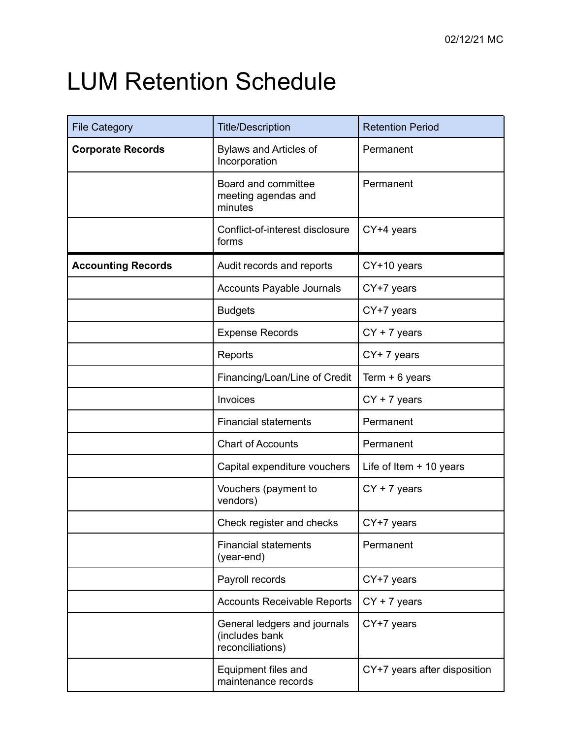02/12/21 MC

# LUM Retention Schedule

| File Category | Title/Description | Retention Period |
|---|---|---|
| **Corporate Records** | Bylaws and Articles of Incorporation | Permanent |
| | Board and committee meeting agendas and minutes | Permanent |
| | Conflict-of-interest disclosure forms | CY+4 years |
| **Accounting Records** | Audit records and reports | CY+10 years |
| | Accounts Payable Journals | CY+7 years |
| | Budgets | CY+7 years |
| | Expense Records | CY + 7 years |
| | Reports | CY+ 7 years |
| | Financing/Loan/Line of Credit | Term + 6 years |
| | Invoices | CY + 7 years |
| | Financial statements | Permanent |
| | Chart of Accounts | Permanent |
| | Capital expenditure vouchers | Life of Item + 10 years |
| | Vouchers (payment to vendors) | CY + 7 years |
| | Check register and checks | CY+7 years |
| | Financial statements (year-end) | Permanent |
| | Payroll records | CY+7 years |
| | Accounts Receivable Reports | CY + 7 years |
| | General ledgers and journals (includes bank reconciliations) | CY+7 years |
| | Equipment files and maintenance records | CY+7 years after disposition |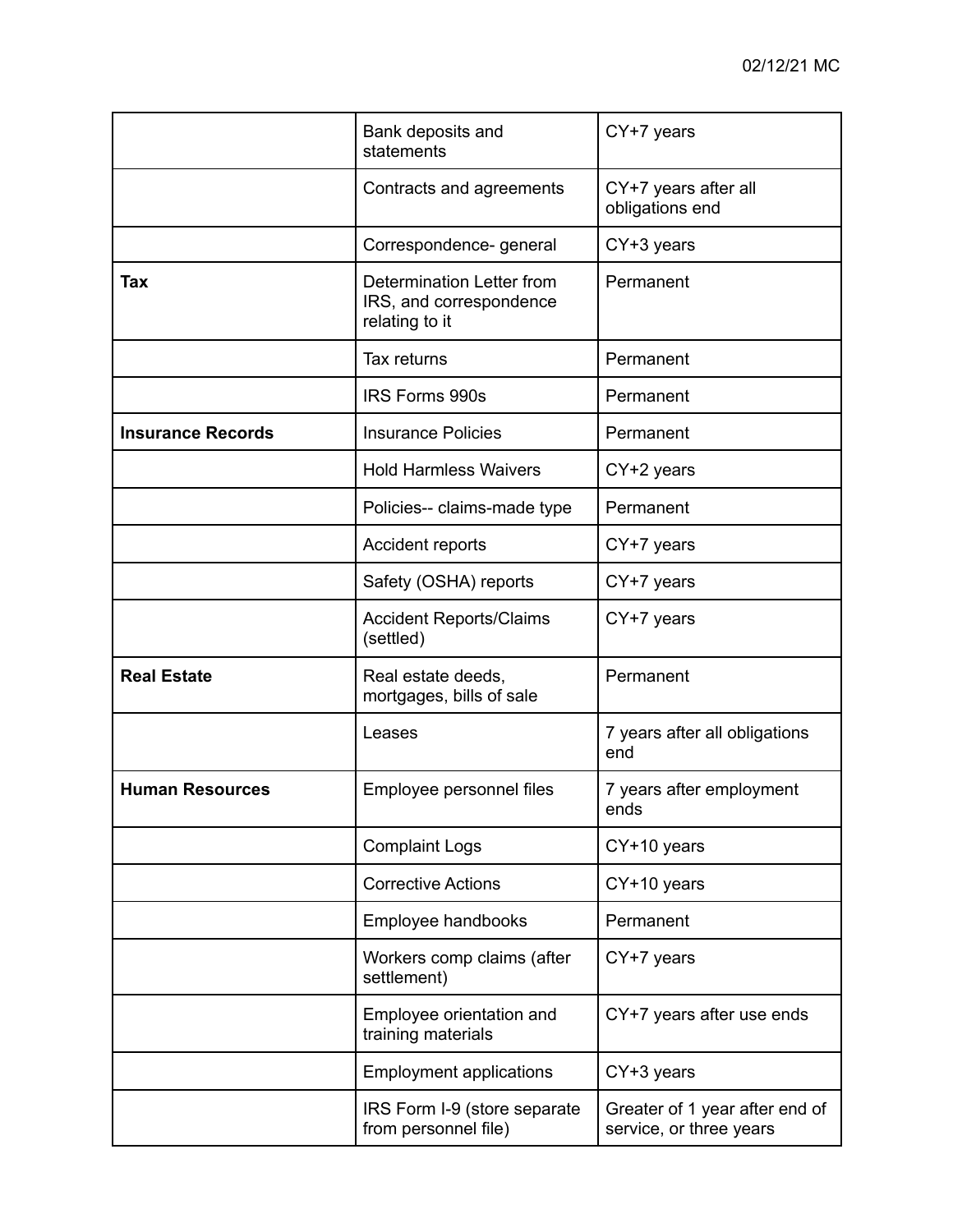| | | |
|---|---|---|
| | Bank deposits and statements | CY+7 years |
| | Contracts and agreements | CY+7 years after all obligations end |
| | Correspondence- general | CY+3 years |
| **Tax** | Determination Letter from IRS, and correspondence relating to it | Permanent |
| | Tax returns | Permanent |
| | IRS Forms 990s | Permanent |
| **Insurance Records** | Insurance Policies | Permanent |
| | Hold Harmless Waivers | CY+2 years |
| | Policies-- claims-made type | Permanent |
| | Accident reports | CY+7 years |
| | Safety (OSHA) reports | CY+7 years |
| | Accident Reports/Claims (settled) | CY+7 years |
| **Real Estate** | Real estate deeds, mortgages, bills of sale | Permanent |
| | Leases | 7 years after all obligations end |
| **Human Resources** | Employee personnel files | 7 years after employment ends |
| | Complaint Logs | CY+10 years |
| | Corrective Actions | CY+10 years |
| | Employee handbooks | Permanent |
| | Workers comp claims (after settlement) | CY+7 years |
| | Employee orientation and training materials | CY+7 years after use ends |
| | Employment applications | CY+3 years |
| | IRS Form I-9 (store separate from personnel file) | Greater of 1 year after end of service, or three years |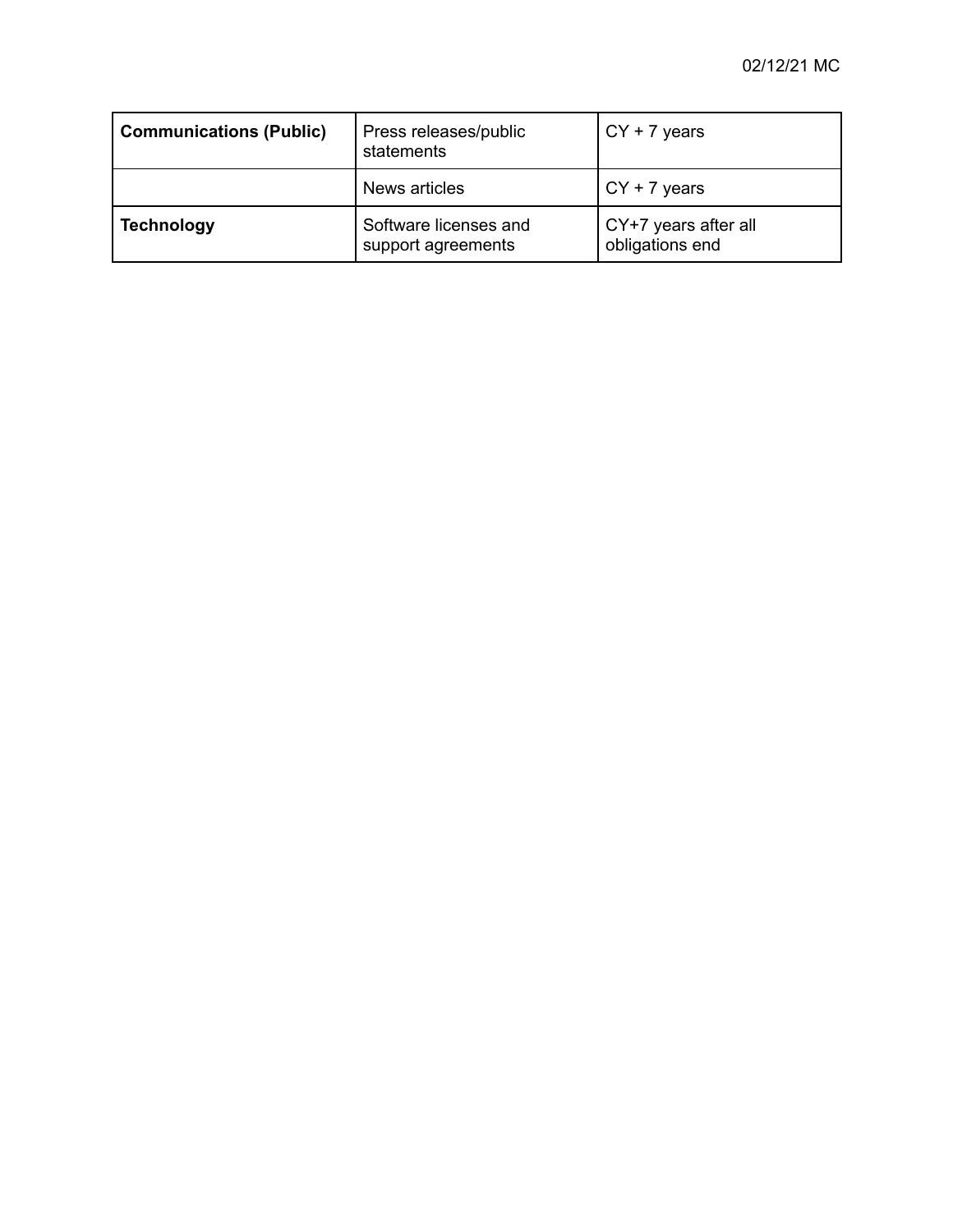| **Communications (Public)** | Press releases/public statements | CY + 7 years |
|---|---|---|
| | News articles | CY + 7 years |
| **Technology** | Software licenses and support agreements | CY+7 years after all obligations end |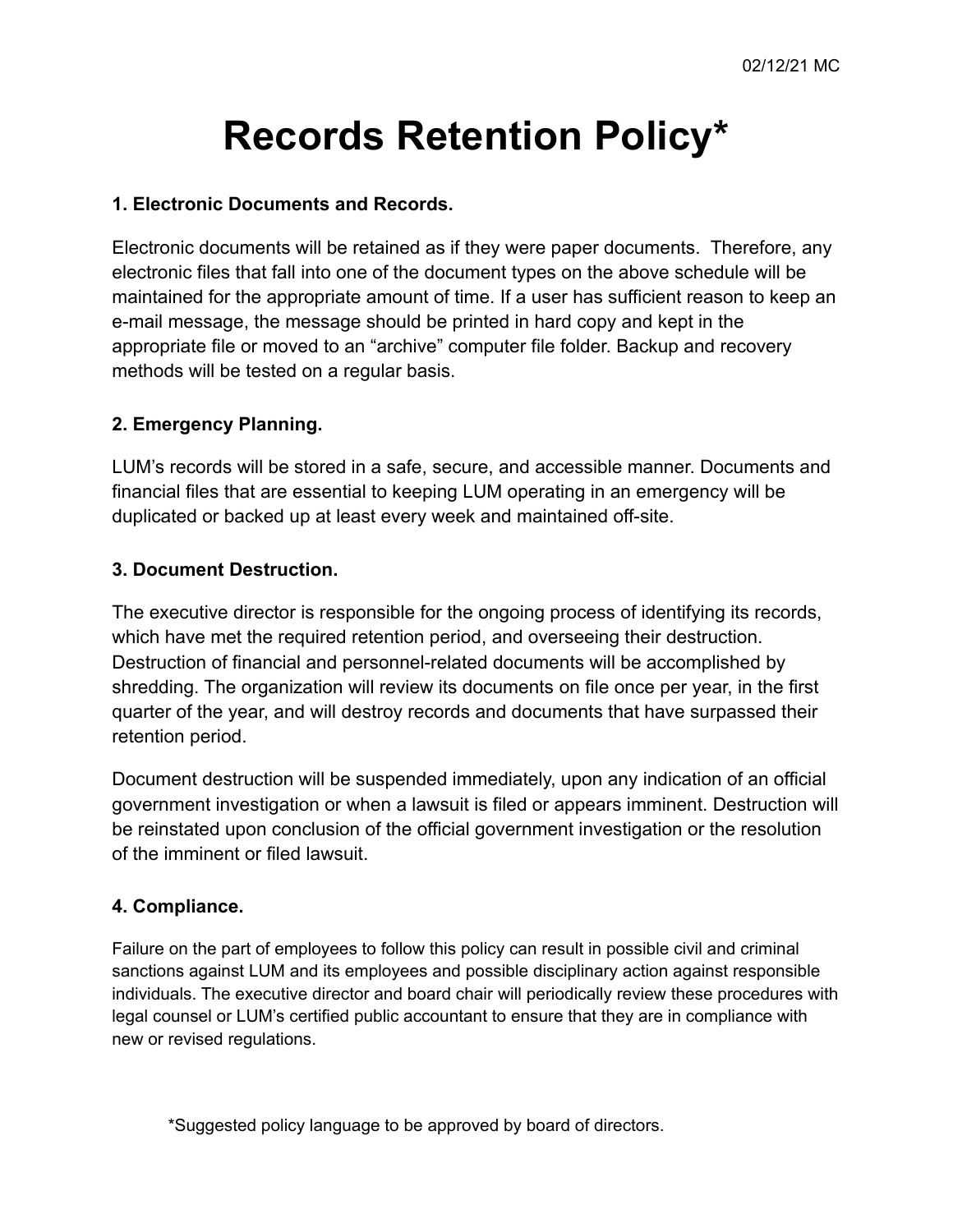02/12/21 MC

# Records Retention Policy*

### 1. Electronic Documents and Records.

Electronic documents will be retained as if they were paper documents. Therefore, any electronic files that fall into one of the document types on the above schedule will be maintained for the appropriate amount of time. If a user has sufficient reason to keep an e-mail message, the message should be printed in hard copy and kept in the appropriate file or moved to an "archive" computer file folder. Backup and recovery methods will be tested on a regular basis.

### 2. Emergency Planning.

LUM's records will be stored in a safe, secure, and accessible manner. Documents and financial files that are essential to keeping LUM operating in an emergency will be duplicated or backed up at least every week and maintained off-site.

### 3. Document Destruction.

The executive director is responsible for the ongoing process of identifying its records, which have met the required retention period, and overseeing their destruction. Destruction of financial and personnel-related documents will be accomplished by shredding. The organization will review its documents on file once per year, in the first quarter of the year, and will destroy records and documents that have surpassed their retention period.

Document destruction will be suspended immediately, upon any indication of an official government investigation or when a lawsuit is filed or appears imminent. Destruction will be reinstated upon conclusion of the official government investigation or the resolution of the imminent or filed lawsuit.

### 4. Compliance.

Failure on the part of employees to follow this policy can result in possible civil and criminal sanctions against LUM and its employees and possible disciplinary action against responsible individuals. The executive director and board chair will periodically review these procedures with legal counsel or LUM's certified public accountant to ensure that they are in compliance with new or revised regulations.

*Suggested policy language to be approved by board of directors.